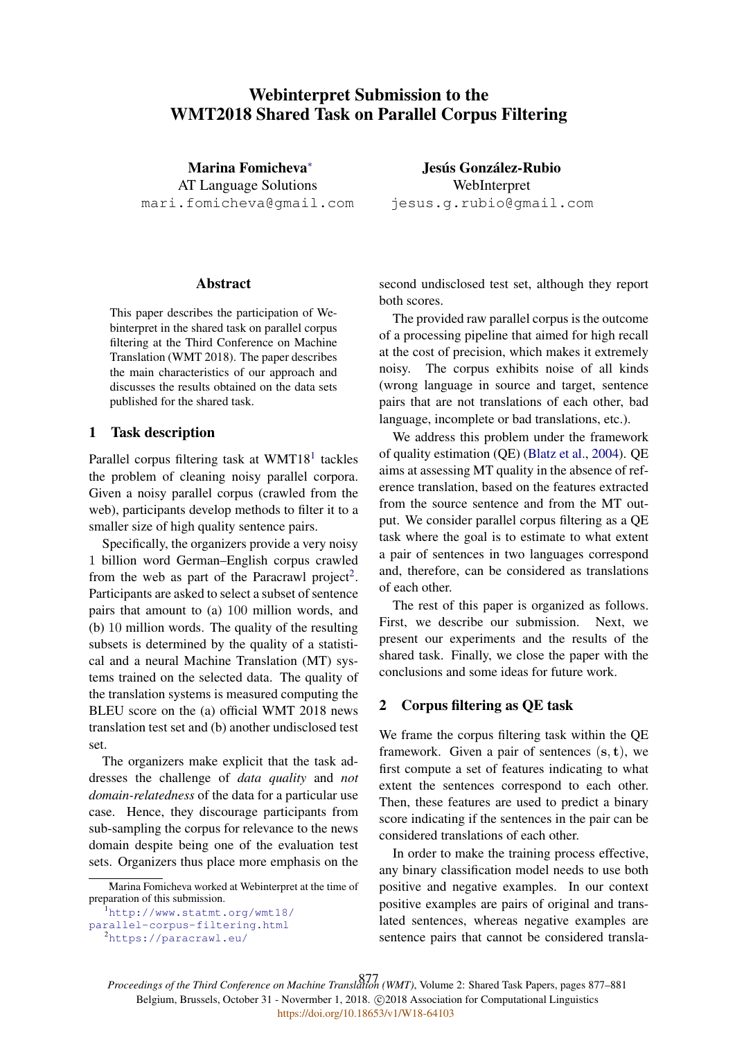# Webinterpret Submission to the WMT2018 Shared Task on Parallel Corpus Filtering

**Marina Fomicheva***
AT Language Solutions
mari.fomicheva@gmail.com

**Jesús González-Rubio**
WebInterpret
jesus.g.rubio@gmail.com

## Abstract

This paper describes the participation of Webinterpret in the shared task on parallel corpus filtering at the Third Conference on Machine Translation (WMT 2018). The paper describes the main characteristics of our approach and discusses the results obtained on the data sets published for the shared task.

## 1 Task description

Parallel corpus filtering task at WMT18[1] tackles the problem of cleaning noisy parallel corpora. Given a noisy parallel corpus (crawled from the web), participants develop methods to filter it to a smaller size of high quality sentence pairs.

Specifically, the organizers provide a very noisy 1 billion word German–English corpus crawled from the web as part of the Paracrawl project[2]. Participants are asked to select a subset of sentence pairs that amount to (a) 100 million words, and (b) 10 million words. The quality of the resulting subsets is determined by the quality of a statistical and a neural Machine Translation (MT) systems trained on the selected data. The quality of the translation systems is measured computing the BLEU score on the (a) official WMT 2018 news translation test set and (b) another undisclosed test set.

The organizers make explicit that the task addresses the challenge of *data quality* and *not domain-relatedness* of the data for a particular use case. Hence, they discourage participants from sub-sampling the corpus for relevance to the news domain despite being one of the evaluation test sets. Organizers thus place more emphasis on the second undisclosed test set, although they report both scores.

The provided raw parallel corpus is the outcome of a processing pipeline that aimed for high recall at the cost of precision, which makes it extremely noisy. The corpus exhibits noise of all kinds (wrong language in source and target, sentence pairs that are not translations of each other, bad language, incomplete or bad translations, etc.).

We address this problem under the framework of quality estimation (QE) (Blatz et al., 2004). QE aims at assessing MT quality in the absence of reference translation, based on the features extracted from the source sentence and from the MT output. We consider parallel corpus filtering as a QE task where the goal is to estimate to what extent a pair of sentences in two languages correspond and, therefore, can be considered as translations of each other.

The rest of this paper is organized as follows. First, we describe our submission. Next, we present our experiments and the results of the shared task. Finally, we close the paper with the conclusions and some ideas for future work.

## 2 Corpus filtering as QE task

We frame the corpus filtering task within the QE framework. Given a pair of sentences $(\mathbf{s}, \mathbf{t})$, we first compute a set of features indicating to what extent the sentences correspond to each other. Then, these features are used to predict a binary score indicating if the sentences in the pair can be considered translations of each other.

In order to make the training process effective, any binary classification model needs to use both positive and negative examples. In our context positive examples are pairs of original and translated sentences, whereas negative examples are sentence pairs that cannot be considered transla-

---

*Marina Fomicheva worked at Webinterpret at the time of preparation of this submission.

[1] http://www.statmt.org/wmt18/parallel-corpus-filtering.html

[2] https://paracrawl.eu/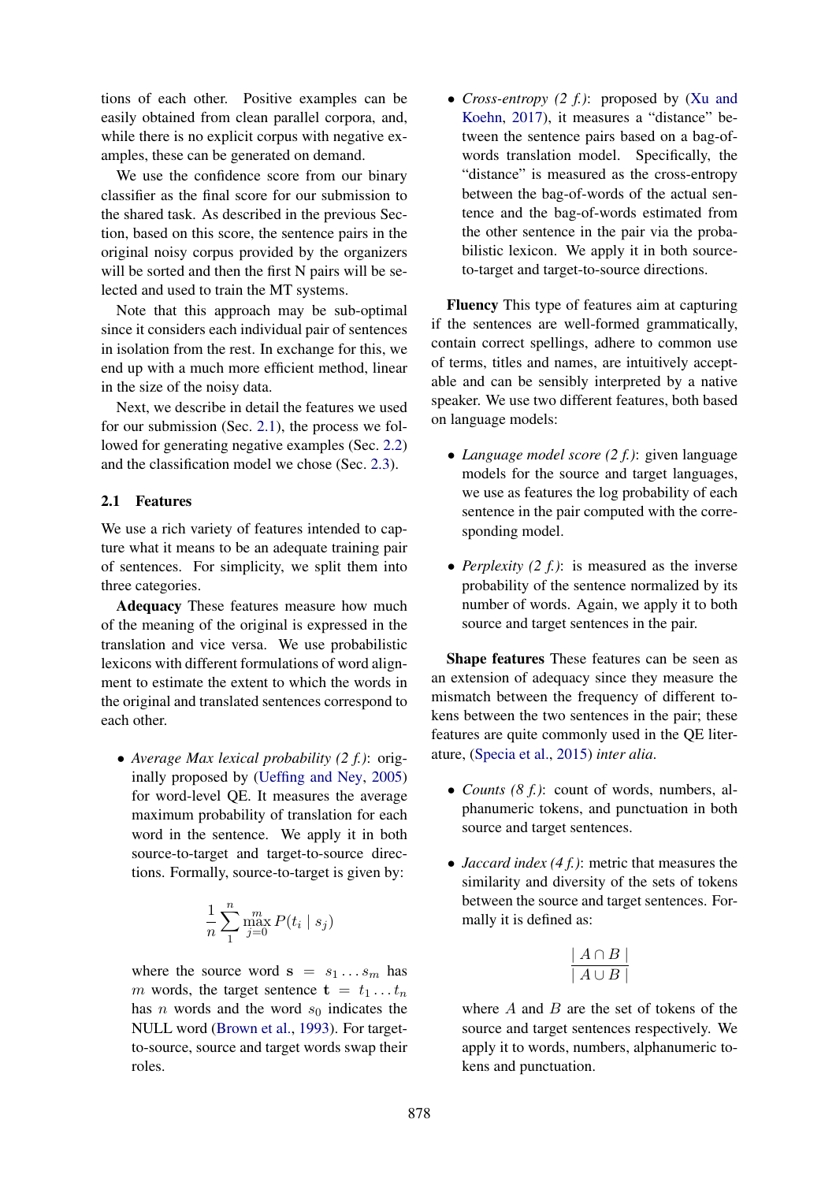tions of each other. Positive examples can be easily obtained from clean parallel corpora, and, while there is no explicit corpus with negative examples, these can be generated on demand.

We use the confidence score from our binary classifier as the final score for our submission to the shared task. As described in the previous Section, based on this score, the sentence pairs in the original noisy corpus provided by the organizers will be sorted and then the first N pairs will be selected and used to train the MT systems.

Note that this approach may be sub-optimal since it considers each individual pair of sentences in isolation from the rest. In exchange for this, we end up with a much more efficient method, linear in the size of the noisy data.

Next, we describe in detail the features we used for our submission (Sec. 2.1), the process we followed for generating negative examples (Sec. 2.2) and the classification model we chose (Sec. 2.3).

### 2.1 Features

We use a rich variety of features intended to capture what it means to be an adequate training pair of sentences. For simplicity, we split them into three categories.

**Adequacy** These features measure how much of the meaning of the original is expressed in the translation and vice versa. We use probabilistic lexicons with different formulations of word alignment to estimate the extent to which the words in the original and translated sentences correspond to each other.

- *Average Max lexical probability (2 f.)*: originally proposed by (Ueffing and Ney, 2005) for word-level QE. It measures the average maximum probability of translation for each word in the sentence. We apply it in both source-to-target and target-to-source directions. Formally, source-to-target is given by:

$$\frac{1}{n}\sum_{1}^{n}\max_{j=0}^{m} P(t_i \mid s_j)$$

  where the source word $\mathbf{s} = s_1 \ldots s_m$ has $m$ words, the target sentence $\mathbf{t} = t_1 \ldots t_n$ has $n$ words and the word $s_0$ indicates the NULL word (Brown et al., 1993). For target-to-source, source and target words swap their roles.

- *Cross-entropy (2 f.)*: proposed by (Xu and Koehn, 2017), it measures a "distance" between the sentence pairs based on a bag-of-words translation model. Specifically, the "distance" is measured as the cross-entropy between the bag-of-words of the actual sentence and the bag-of-words estimated from the other sentence in the pair via the probabilistic lexicon. We apply it in both source-to-target and target-to-source directions.

**Fluency** This type of features aim at capturing if the sentences are well-formed grammatically, contain correct spellings, adhere to common use of terms, titles and names, are intuitively acceptable and can be sensibly interpreted by a native speaker. We use two different features, both based on language models:

- *Language model score (2 f.)*: given language models for the source and target languages, we use as features the log probability of each sentence in the pair computed with the corresponding model.

- *Perplexity (2 f.)*: is measured as the inverse probability of the sentence normalized by its number of words. Again, we apply it to both source and target sentences in the pair.

**Shape features** These features can be seen as an extension of adequacy since they measure the mismatch between the frequency of different tokens between the two sentences in the pair; these features are quite commonly used in the QE literature, (Specia et al., 2015) *inter alia*.

- *Counts (8 f.)*: count of words, numbers, alphanumeric tokens, and punctuation in both source and target sentences.

- *Jaccard index (4 f.)*: metric that measures the similarity and diversity of the sets of tokens between the source and target sentences. Formally it is defined as:

$$\frac{\mid A \cap B \mid}{\mid A \cup B \mid}$$

  where $A$ and $B$ are the set of tokens of the source and target sentences respectively. We apply it to words, numbers, alphanumeric tokens and punctuation.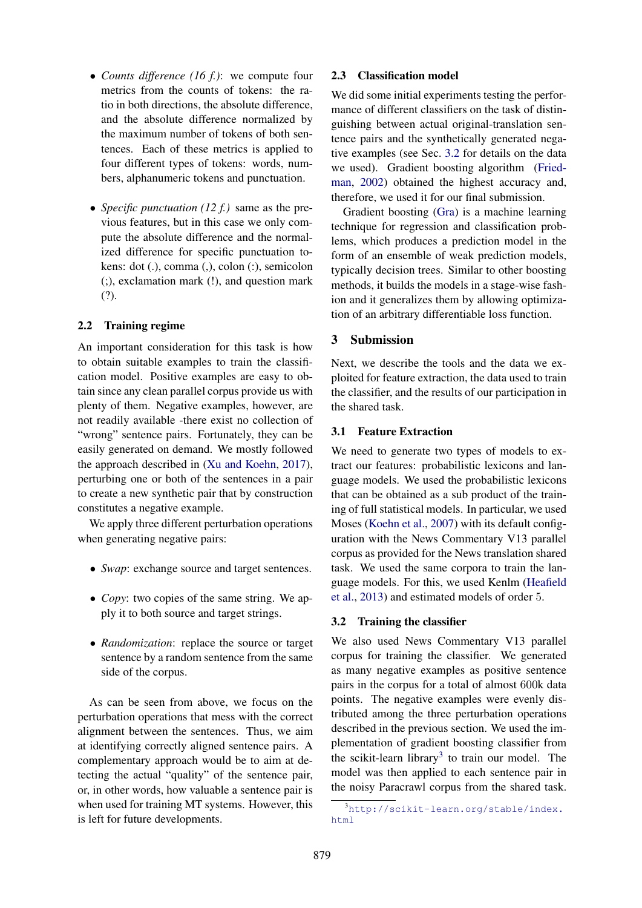- *Counts difference (16 f.)*: we compute four metrics from the counts of tokens: the ratio in both directions, the absolute difference, and the absolute difference normalized by the maximum number of tokens of both sentences. Each of these metrics is applied to four different types of tokens: words, numbers, alphanumeric tokens and punctuation.

- *Specific punctuation (12 f.)* same as the previous features, but in this case we only compute the absolute difference and the normalized difference for specific punctuation tokens: dot (.), comma (,), colon (:), semicolon (;), exclamation mark (!), and question mark (?).

### 2.2 Training regime

An important consideration for this task is how to obtain suitable examples to train the classification model. Positive examples are easy to obtain since any clean parallel corpus provide us with plenty of them. Negative examples, however, are not readily available -there exist no collection of "wrong" sentence pairs. Fortunately, they can be easily generated on demand. We mostly followed the approach described in (Xu and Koehn, 2017), perturbing one or both of the sentences in a pair to create a new synthetic pair that by construction constitutes a negative example.

We apply three different perturbation operations when generating negative pairs:

- *Swap*: exchange source and target sentences.

- *Copy*: two copies of the same string. We apply it to both source and target strings.

- *Randomization*: replace the source or target sentence by a random sentence from the same side of the corpus.

As can be seen from above, we focus on the perturbation operations that mess with the correct alignment between the sentences. Thus, we aim at identifying correctly aligned sentence pairs. A complementary approach would be to aim at detecting the actual "quality" of the sentence pair, or, in other words, how valuable a sentence pair is when used for training MT systems. However, this is left for future developments.

### 2.3 Classification model

We did some initial experiments testing the performance of different classifiers on the task of distinguishing between actual original-translation sentence pairs and the synthetically generated negative examples (see Sec. 3.2 for details on the data we used). Gradient boosting algorithm (Friedman, 2002) obtained the highest accuracy and, therefore, we used it for our final submission.

Gradient boosting (Gra) is a machine learning technique for regression and classification problems, which produces a prediction model in the form of an ensemble of weak prediction models, typically decision trees. Similar to other boosting methods, it builds the models in a stage-wise fashion and it generalizes them by allowing optimization of an arbitrary differentiable loss function.

## 3 Submission

Next, we describe the tools and the data we exploited for feature extraction, the data used to train the classifier, and the results of our participation in the shared task.

### 3.1 Feature Extraction

We need to generate two types of models to extract our features: probabilistic lexicons and language models. We used the probabilistic lexicons that can be obtained as a sub product of the training of full statistical models. In particular, we used Moses (Koehn et al., 2007) with its default configuration with the News Commentary V13 parallel corpus as provided for the News translation shared task. We used the same corpora to train the language models. For this, we used Kenlm (Heafield et al., 2013) and estimated models of order 5.

### 3.2 Training the classifier

We also used News Commentary V13 parallel corpus for training the classifier. We generated as many negative examples as positive sentence pairs in the corpus for a total of almost 600k data points. The negative examples were evenly distributed among the three perturbation operations described in the previous section. We used the implementation of gradient boosting classifier from the scikit-learn library[3] to train our model. The model was then applied to each sentence pair in the noisy Paracrawl corpus from the shared task.

[3] http://scikit-learn.org/stable/index.html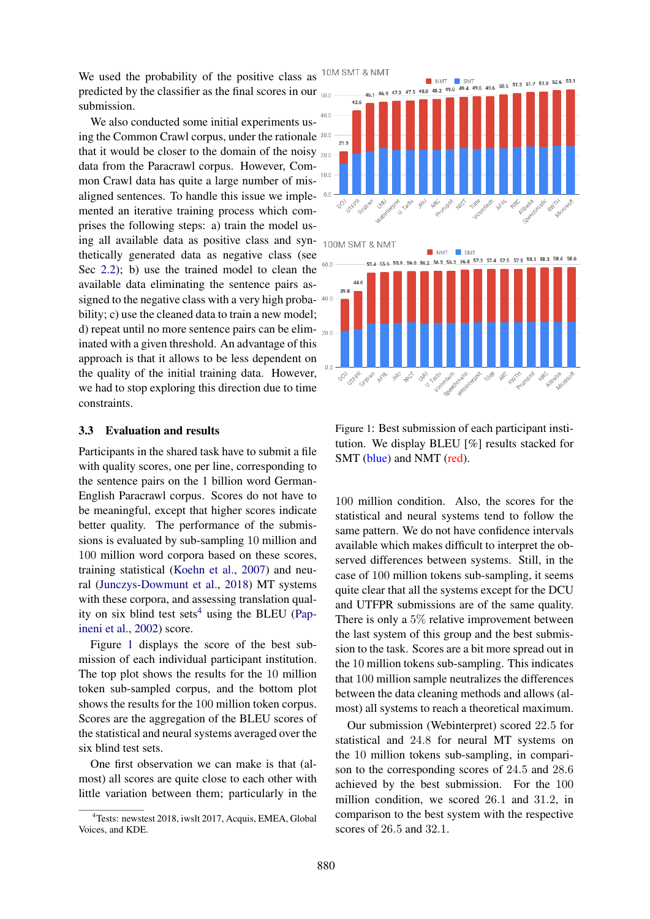We used the probability of the positive class as predicted by the classifier as the final scores in our submission.

We also conducted some initial experiments using the Common Crawl corpus, under the rationale that it would be closer to the domain of the noisy data from the Paracrawl corpus. However, Common Crawl data has quite a large number of misaligned sentences. To handle this issue we implemented an iterative training process which comprises the following steps: a) train the model using all available data as positive class and synthetically generated data as negative class (see Sec 2.2); b) use the trained model to clean the available data eliminating the sentence pairs assigned to the negative class with a very high probability; c) use the cleaned data to train a new model; d) repeat until no more sentence pairs can be eliminated with a given threshold. An advantage of this approach is that it allows to be less dependent on the quality of the initial training data. However, we had to stop exploring this direction due to time constraints.

### 3.3 Evaluation and results

Participants in the shared task have to submit a file with quality scores, one per line, corresponding to the sentence pairs on the 1 billion word German-English Paracrawl corpus. Scores do not have to be meaningful, except that higher scores indicate better quality. The performance of the submissions is evaluated by sub-sampling 10 million and 100 million word corpora based on these scores, training statistical (Koehn et al., 2007) and neural (Junczys-Dowmunt et al., 2018) MT systems with these corpora, and assessing translation quality on six blind test sets[4] using the BLEU (Papineni et al., 2002) score.

Figure 1 displays the score of the best submission of each individual participant institution. The top plot shows the results for the 10 million token sub-sampled corpus, and the bottom plot shows the results for the 100 million token corpus. Scores are the aggregation of the BLEU scores of the statistical and neural systems averaged over the six blind test sets.

One first observation we can make is that (almost) all scores are quite close to each other with little variation between them; particularly in the 100 million condition. Also, the scores for the statistical and neural systems tend to follow the same pattern. We do not have confidence intervals available which makes difficult to interpret the observed differences between systems. Still, in the case of 100 million tokens sub-sampling, it seems quite clear that all the systems except for the DCU and UTFPR submissions are of the same quality. There is only a 5% relative improvement between the last system of this group and the best submission to the task. Scores are a bit more spread out in the 10 million tokens sub-sampling. This indicates that 100 million sample neutralizes the differences between the data cleaning methods and allows (almost) all systems to reach a theoretical maximum.

Our submission (Webinterpret) scored 22.5 for statistical and 24.8 for neural MT systems on the 10 million tokens sub-sampling, in comparison to the corresponding scores of 24.5 and 28.6 achieved by the best submission. For the 100 million condition, we scored 26.1 and 31.2, in comparison to the best system with the respective scores of 26.5 and 32.1.

Figure 1: Best submission of each participant institution. We display BLEU [%] results stacked for SMT (blue) and NMT (red).

[4] Tests: newstest 2018, iwslt 2017, Acquis, EMEA, Global Voices, and KDE.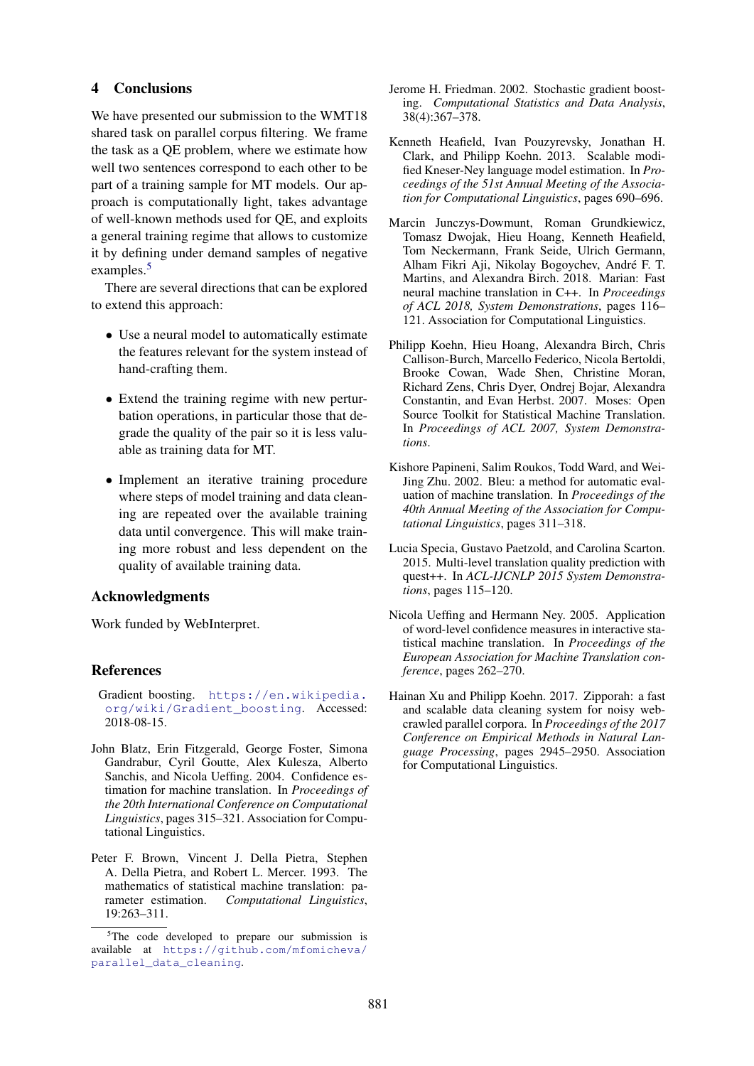## 4 Conclusions

We have presented our submission to the WMT18 shared task on parallel corpus filtering. We frame the task as a QE problem, where we estimate how well two sentences correspond to each other to be part of a training sample for MT models. Our approach is computationally light, takes advantage of well-known methods used for QE, and exploits a general training regime that allows to customize it by defining under demand samples of negative examples.[5]

There are several directions that can be explored to extend this approach:

- Use a neural model to automatically estimate the features relevant for the system instead of hand-crafting them.
- Extend the training regime with new perturbation operations, in particular those that degrade the quality of the pair so it is less valuable as training data for MT.
- Implement an iterative training procedure where steps of model training and data cleaning are repeated over the available training data until convergence. This will make training more robust and less dependent on the quality of available training data.

## Acknowledgments

Work funded by WebInterpret.

## References

Gradient boosting. https://en.wikipedia.org/wiki/Gradient_boosting. Accessed: 2018-08-15.

John Blatz, Erin Fitzgerald, George Foster, Simona Gandrabur, Cyril Goutte, Alex Kulesza, Alberto Sanchis, and Nicola Ueffing. 2004. Confidence estimation for machine translation. In *Proceedings of the 20th International Conference on Computational Linguistics*, pages 315–321. Association for Computational Linguistics.

Peter F. Brown, Vincent J. Della Pietra, Stephen A. Della Pietra, and Robert L. Mercer. 1993. The mathematics of statistical machine translation: parameter estimation. *Computational Linguistics*, 19:263–311.

Jerome H. Friedman. 2002. Stochastic gradient boosting. *Computational Statistics and Data Analysis*, 38(4):367–378.

Kenneth Heafield, Ivan Pouzyrevsky, Jonathan H. Clark, and Philipp Koehn. 2013. Scalable modified Kneser-Ney language model estimation. In *Proceedings of the 51st Annual Meeting of the Association for Computational Linguistics*, pages 690–696.

Marcin Junczys-Dowmunt, Roman Grundkiewicz, Tomasz Dwojak, Hieu Hoang, Kenneth Heafield, Tom Neckermann, Frank Seide, Ulrich Germann, Alham Fikri Aji, Nikolay Bogoychev, André F. T. Martins, and Alexandra Birch. 2018. Marian: Fast neural machine translation in C++. In *Proceedings of ACL 2018, System Demonstrations*, pages 116–121. Association for Computational Linguistics.

Philipp Koehn, Hieu Hoang, Alexandra Birch, Chris Callison-Burch, Marcello Federico, Nicola Bertoldi, Brooke Cowan, Wade Shen, Christine Moran, Richard Zens, Chris Dyer, Ondrej Bojar, Alexandra Constantin, and Evan Herbst. 2007. Moses: Open Source Toolkit for Statistical Machine Translation. In *Proceedings of ACL 2007, System Demonstrations*.

Kishore Papineni, Salim Roukos, Todd Ward, and Wei-Jing Zhu. 2002. Bleu: a method for automatic evaluation of machine translation. In *Proceedings of the 40th Annual Meeting of the Association for Computational Linguistics*, pages 311–318.

Lucia Specia, Gustavo Paetzold, and Carolina Scarton. 2015. Multi-level translation quality prediction with quest++. In *ACL-IJCNLP 2015 System Demonstrations*, pages 115–120.

Nicola Ueffing and Hermann Ney. 2005. Application of word-level confidence measures in interactive statistical machine translation. In *Proceedings of the European Association for Machine Translation conference*, pages 262–270.

Hainan Xu and Philipp Koehn. 2017. Zipporah: a fast and scalable data cleaning system for noisy web-crawled parallel corpora. In *Proceedings of the 2017 Conference on Empirical Methods in Natural Language Processing*, pages 2945–2950. Association for Computational Linguistics.

[5]The code developed to prepare our submission is available at https://github.com/mfomicheva/parallel_data_cleaning.